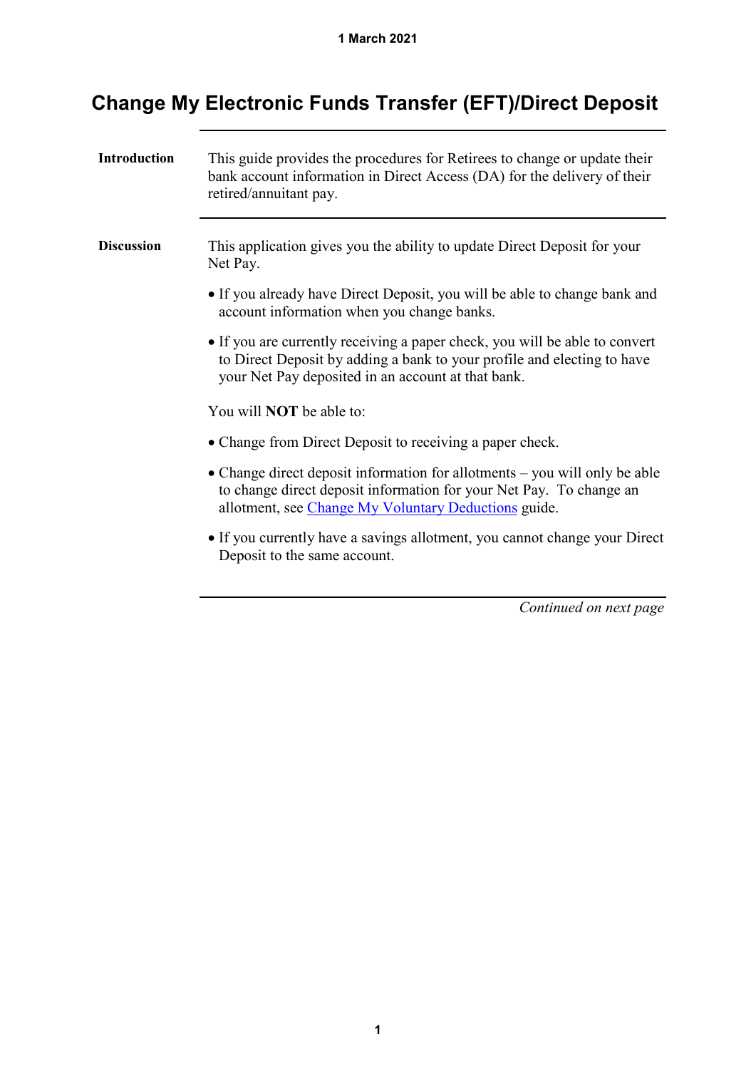1 March 2021

# Change My Electronic Funds Transfer (EFT)/Direct Deposit

**Introduction**

This guide provides the procedures for Retirees to change or update their bank account information in Direct Access (DA) for the delivery of their retired/annuitant pay.

**Discussion**

This application gives you the ability to update Direct Deposit for your Net Pay.

- If you already have Direct Deposit, you will be able to change bank and account information when you change banks.
- If you are currently receiving a paper check, you will be able to convert to Direct Deposit by adding a bank to your profile and electing to have your Net Pay deposited in an account at that bank.

You will **NOT** be able to:

- Change from Direct Deposit to receiving a paper check.
- Change direct deposit information for allotments – you will only be able to change direct deposit information for your Net Pay. To change an allotment, see Change My Voluntary Deductions guide.
- If you currently have a savings allotment, you cannot change your Direct Deposit to the same account.

*Continued on next page*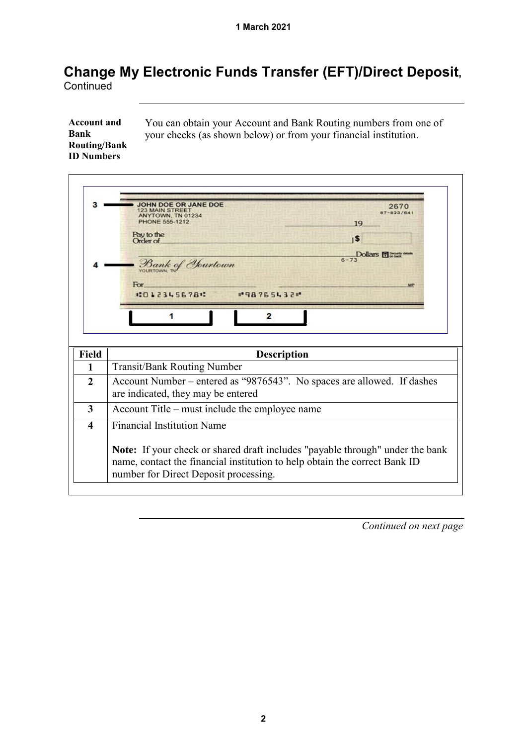1 March 2021

# Change My Electronic Funds Transfer (EFT)/Direct Deposit, Continued

**Account and Bank Routing/Bank ID Numbers**

You can obtain your Account and Bank Routing numbers from one of your checks (as shown below) or from your financial institution.

| Field | Description |
|---|---|
| 1 | Transit/Bank Routing Number |
| 2 | Account Number – entered as "9876543". No spaces are allowed. If dashes are indicated, they may be entered |
| 3 | Account Title – must include the employee name |
| 4 | Financial Institution Name<br><br>**Note:** If your check or shared draft includes "payable through" under the bank name, contact the financial institution to help obtain the correct Bank ID number for Direct Deposit processing. |

*Continued on next page*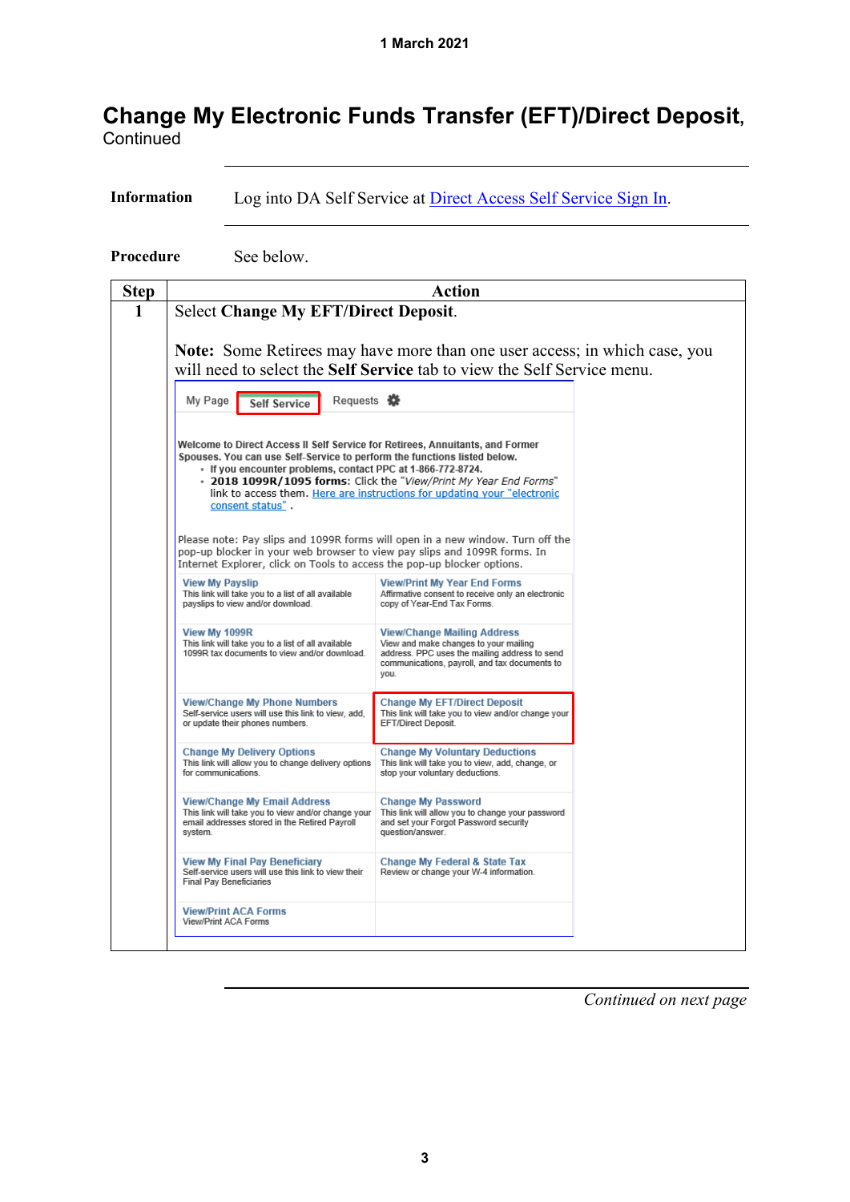# Change My Electronic Funds Transfer (EFT)/Direct Deposit, Continued

**Information** Log into DA Self Service at [Direct Access Self Service Sign In](#).

**Procedure** See below.

| Step | Action |
|---|---|
| 1 | Select **Change My EFT/Direct Deposit**.<br><br>**Note:** Some Retirees may have more than one user access; in which case, you will need to select the **Self Service** tab to view the Self Service menu.<br><br>My Page &#124; Self Service &#124; Requests<br><br>**Welcome to Direct Access II Self Service for Retirees, Annuitants, and Former Spouses. You can use Self-Service to perform the functions listed below.**<br>- **If you encounter problems, contact PPC at 1-866-772-8724.**<br>- **2018 1099R/1095 forms**: Click the "*View/Print My Year End Forms*" link to access them. Here are instructions for updating your "electronic consent status" .<br><br>Please note: Pay slips and 1099R forms will open in a new window. Turn off the pop-up blocker in your web browser to view pay slips and 1099R forms. In Internet Explorer, click on Tools to access the pop-up blocker options.<br><br>**View My Payslip** – This link will take you to a list of all available payslips to view and/or download.<br>**View/Print My Year End Forms** – Affirmative consent to receive only an electronic copy of Year-End Tax Forms.<br>**View My 1099R** – This link will take you to a list of all available 1099R tax documents to view and/or download.<br>**View/Change Mailing Address** – View and make changes to your mailing address. PPC uses the mailing address to send communications, payroll, and tax documents to you.<br>**View/Change My Phone Numbers** – Self-service users will use this link to view, add, or update their phones numbers.<br>**Change My EFT/Direct Deposit** – This link will take you to view and/or change your EFT/Direct Deposit.<br>**Change My Delivery Options** – This link will allow you to change delivery options for communications.<br>**Change My Voluntary Deductions** – This link will take you to view, add, change, or stop your voluntary deductions.<br>**View/Change My Email Address** – This link will take you to view and/or change your email addresses stored in the Retired Payroll system.<br>**Change My Password** – This link will allow you to change your password and set your Forgot Password security question/answer.<br>**View My Final Pay Beneficiary** – Self-service users will use this link to view their Final Pay Beneficiaries<br>**Change My Federal & State Tax** – Review or change your W-4 information.<br>**View/Print ACA Forms** – View/Print ACA Forms |

*Continued on next page*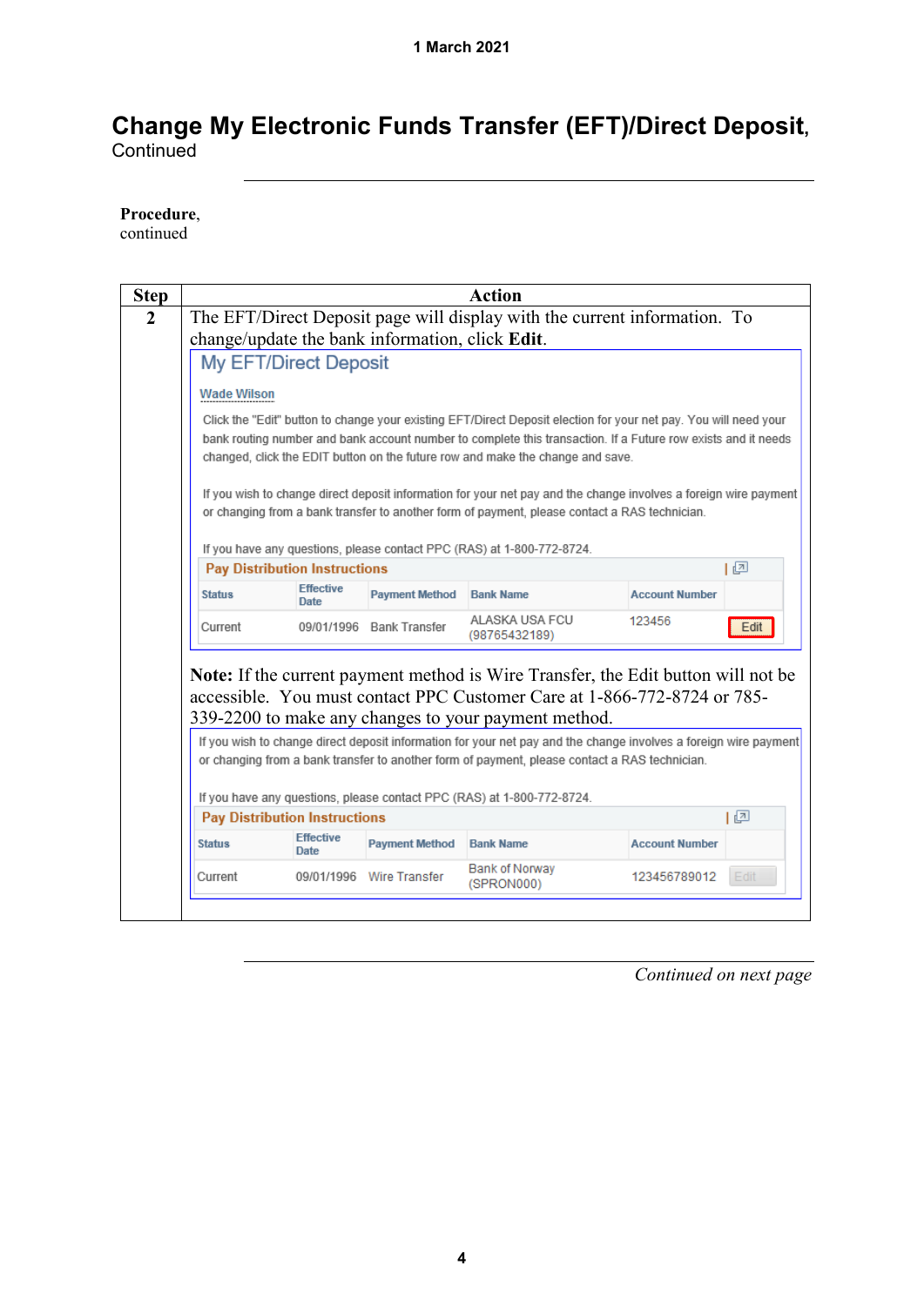# Change My Electronic Funds Transfer (EFT)/Direct Deposit, Continued

**Procedure**, continued

| Step | Action |
|---|---|
| 2 | The EFT/Direct Deposit page will display with the current information. To change/update the bank information, click **Edit**. |

My EFT/Direct Deposit

Wade Wilson

Click the "Edit" button to change your existing EFT/Direct Deposit election for your net pay. You will need your bank routing number and bank account number to complete this transaction. If a Future row exists and it needs changed, click the EDIT button on the future row and make the change and save.

If you wish to change direct deposit information for your net pay and the change involves a foreign wire payment or changing from a bank transfer to another form of payment, please contact a RAS technician.

If you have any questions, please contact PPC (RAS) at 1-800-772-8724.

Pay Distribution Instructions

| Status | Effective Date | Payment Method | Bank Name | Account Number | |
|---|---|---|---|---|---|
| Current | 09/01/1996 | Bank Transfer | ALASKA USA FCU (98765432189) | 123456 | Edit |

**Note:** If the current payment method is Wire Transfer, the Edit button will not be accessible. You must contact PPC Customer Care at 1-866-772-8724 or 785-339-2200 to make any changes to your payment method.

If you wish to change direct deposit information for your net pay and the change involves a foreign wire payment or changing from a bank transfer to another form of payment, please contact a RAS technician.

If you have any questions, please contact PPC (RAS) at 1-800-772-8724.

Pay Distribution Instructions

| Status | Effective Date | Payment Method | Bank Name | Account Number | |
|---|---|---|---|---|---|
| Current | 09/01/1996 | Wire Transfer | Bank of Norway (SPRON000) | 123456789012 | Edit |

*Continued on next page*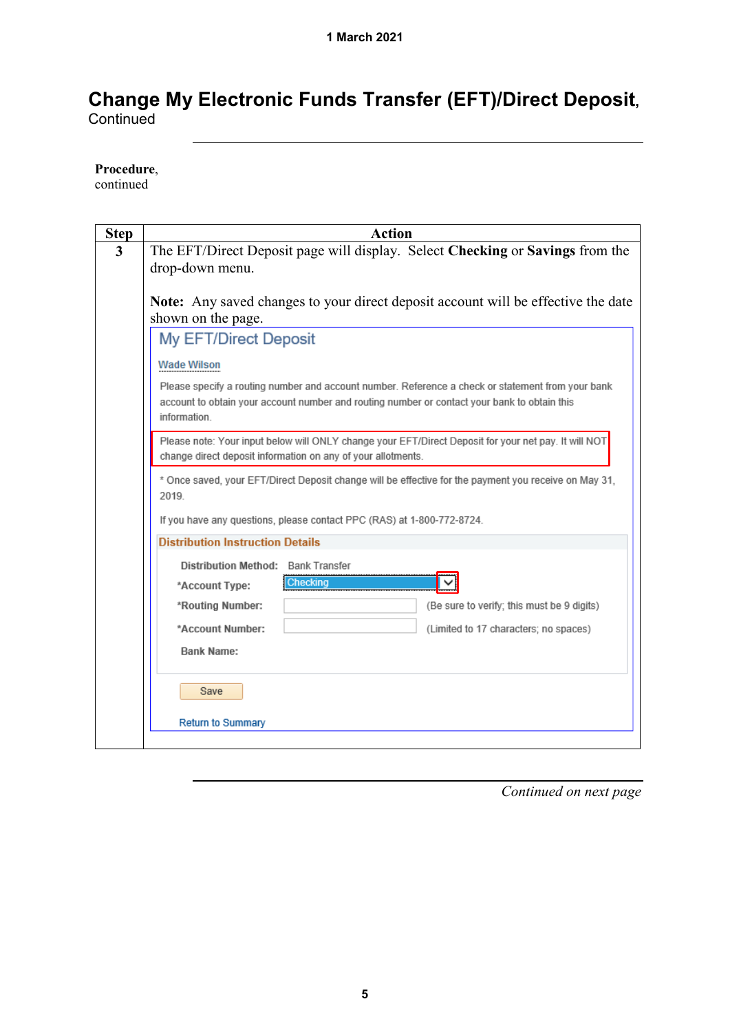# Change My Electronic Funds Transfer (EFT)/Direct Deposit, Continued

**Procedure**, continued

| Step | Action |
|---|---|
| 3 | The EFT/Direct Deposit page will display. Select **Checking** or **Savings** from the drop-down menu.<br><br>**Note:** Any saved changes to your direct deposit account will be effective the date shown on the page.<br><br>My EFT/Direct Deposit<br><br>Wade Wilson<br><br>Please specify a routing number and account number. Reference a check or statement from your bank account to obtain your account number and routing number or contact your bank to obtain this information.<br><br>Please note: Your input below will ONLY change your EFT/Direct Deposit for your net pay. It will NOT change direct deposit information on any of your allotments.<br><br>* Once saved, your EFT/Direct Deposit change will be effective for the payment you receive on May 31, 2019.<br><br>If you have any questions, please contact PPC (RAS) at 1-800-772-8724.<br><br>Distribution Instruction Details<br><br>Distribution Method: Bank Transfer<br>*Account Type: Checking<br>*Routing Number: (Be sure to verify; this must be 9 digits)<br>*Account Number: (Limited to 17 characters; no spaces)<br>Bank Name:<br><br>Save<br><br>Return to Summary |

*Continued on next page*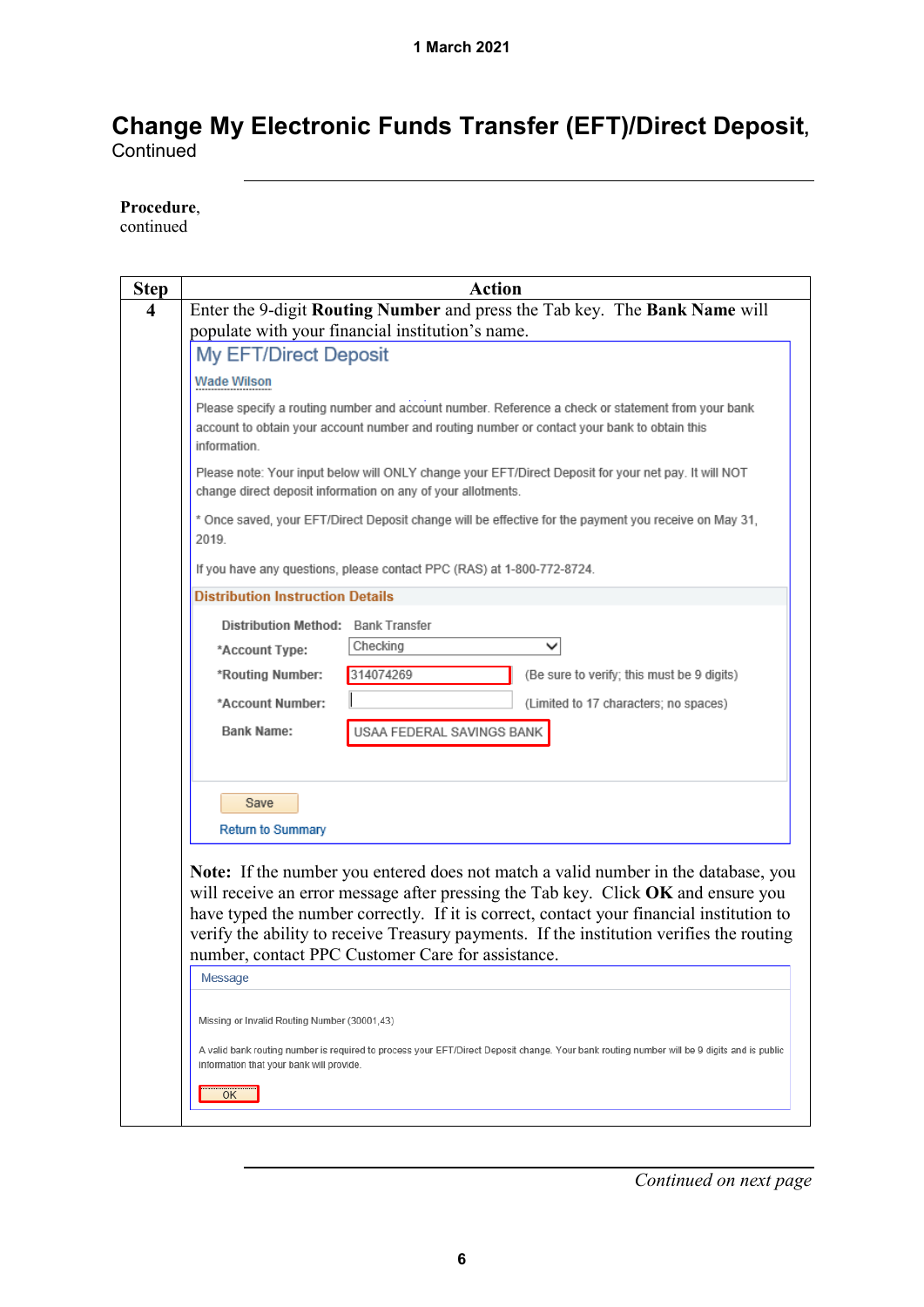# Change My Electronic Funds Transfer (EFT)/Direct Deposit, Continued

**Procedure**, continued

| Step | Action |
|---|---|
| 4 | Enter the 9-digit **Routing Number** and press the Tab key. The **Bank Name** will populate with your financial institution's name.<br><br>My EFT/Direct Deposit<br>Wade Wilson<br>Please specify a routing number and account number. Reference a check or statement from your bank account to obtain your account number and routing number or contact your bank to obtain this information.<br>Please note: Your input below will ONLY change your EFT/Direct Deposit for your net pay. It will NOT change direct deposit information on any of your allotments.<br>* Once saved, your EFT/Direct Deposit change will be effective for the payment you receive on May 31, 2019.<br>If you have any questions, please contact PPC (RAS) at 1-800-772-8724.<br>Distribution Instruction Details<br>Distribution Method: Bank Transfer<br>*Account Type: Checking<br>*Routing Number: 314074269 (Be sure to verify; this must be 9 digits)<br>*Account Number: (Limited to 17 characters; no spaces)<br>Bank Name: USAA FEDERAL SAVINGS BANK<br>Save<br>Return to Summary<br><br>**Note:** If the number you entered does not match a valid number in the database, you will receive an error message after pressing the Tab key. Click **OK** and ensure you have typed the number correctly. If it is correct, contact your financial institution to verify the ability to receive Treasury payments. If the institution verifies the routing number, contact PPC Customer Care for assistance.<br><br>Message<br>Missing or Invalid Routing Number (30001,43)<br>A valid bank routing number is required to process your EFT/Direct Deposit change. Your bank routing number will be 9 digits and is public information that your bank will provide.<br>OK |

*Continued on next page*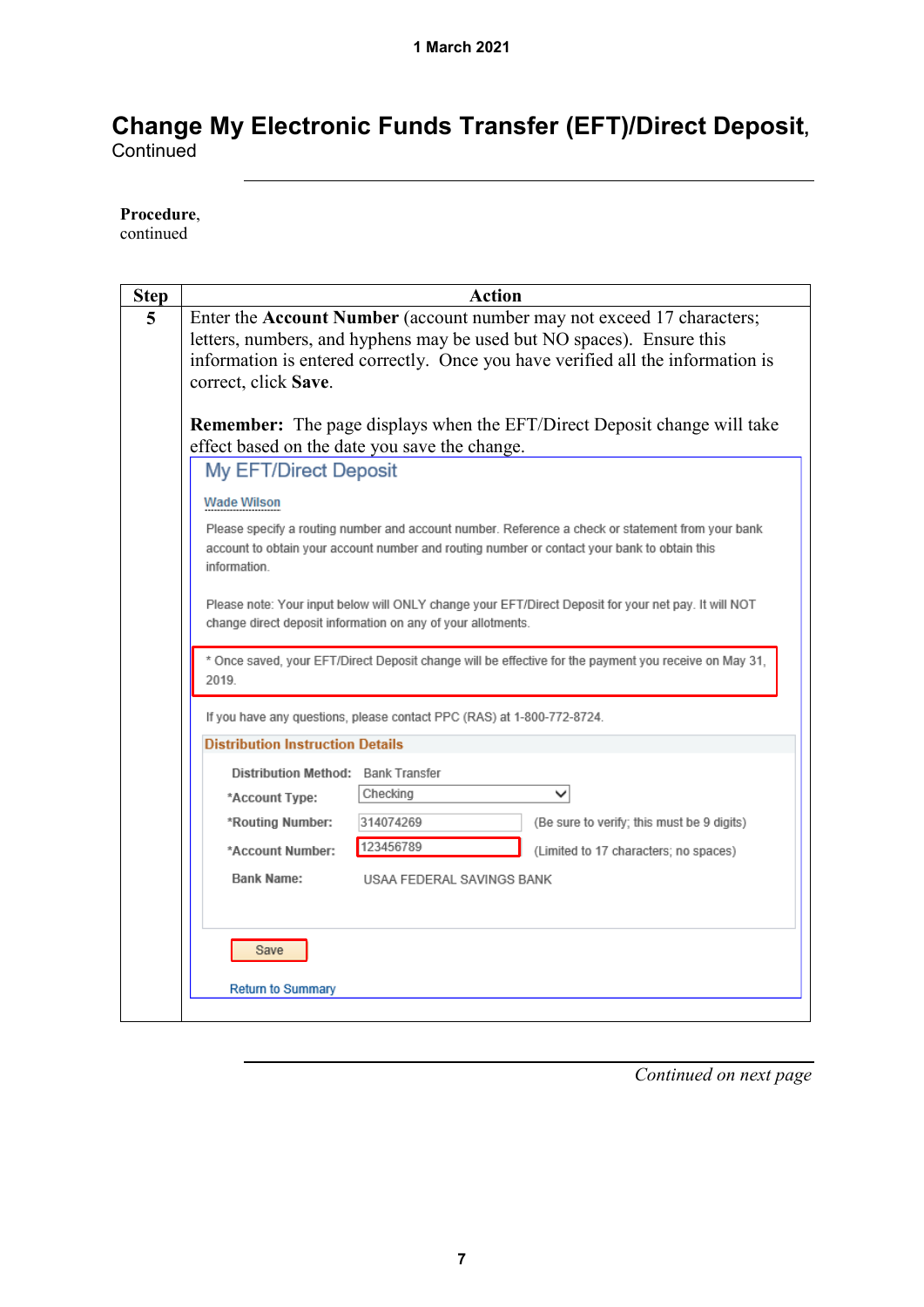# Change My Electronic Funds Transfer (EFT)/Direct Deposit, Continued

**Procedure**, continued

| Step | Action |
|---|---|
| 5 | Enter the **Account Number** (account number may not exceed 17 characters; letters, numbers, and hyphens may be used but NO spaces). Ensure this information is entered correctly. Once you have verified all the information is correct, click **Save**.<br><br>**Remember:** The page displays when the EFT/Direct Deposit change will take effect based on the date you save the change.<br><br>My EFT/Direct Deposit<br><br>Wade Wilson<br><br>Please specify a routing number and account number. Reference a check or statement from your bank account to obtain your account number and routing number or contact your bank to obtain this information.<br><br>Please note: Your input below will ONLY change your EFT/Direct Deposit for your net pay. It will NOT change direct deposit information on any of your allotments.<br><br>* Once saved, your EFT/Direct Deposit change will be effective for the payment you receive on May 31, 2019.<br><br>If you have any questions, please contact PPC (RAS) at 1-800-772-8724.<br><br>Distribution Instruction Details<br><br>Distribution Method: Bank Transfer<br>*Account Type: Checking<br>*Routing Number: 314074269 (Be sure to verify; this must be 9 digits)<br>*Account Number: 123456789 (Limited to 17 characters; no spaces)<br>Bank Name: USAA FEDERAL SAVINGS BANK<br><br>Save<br><br>Return to Summary |

*Continued on next page*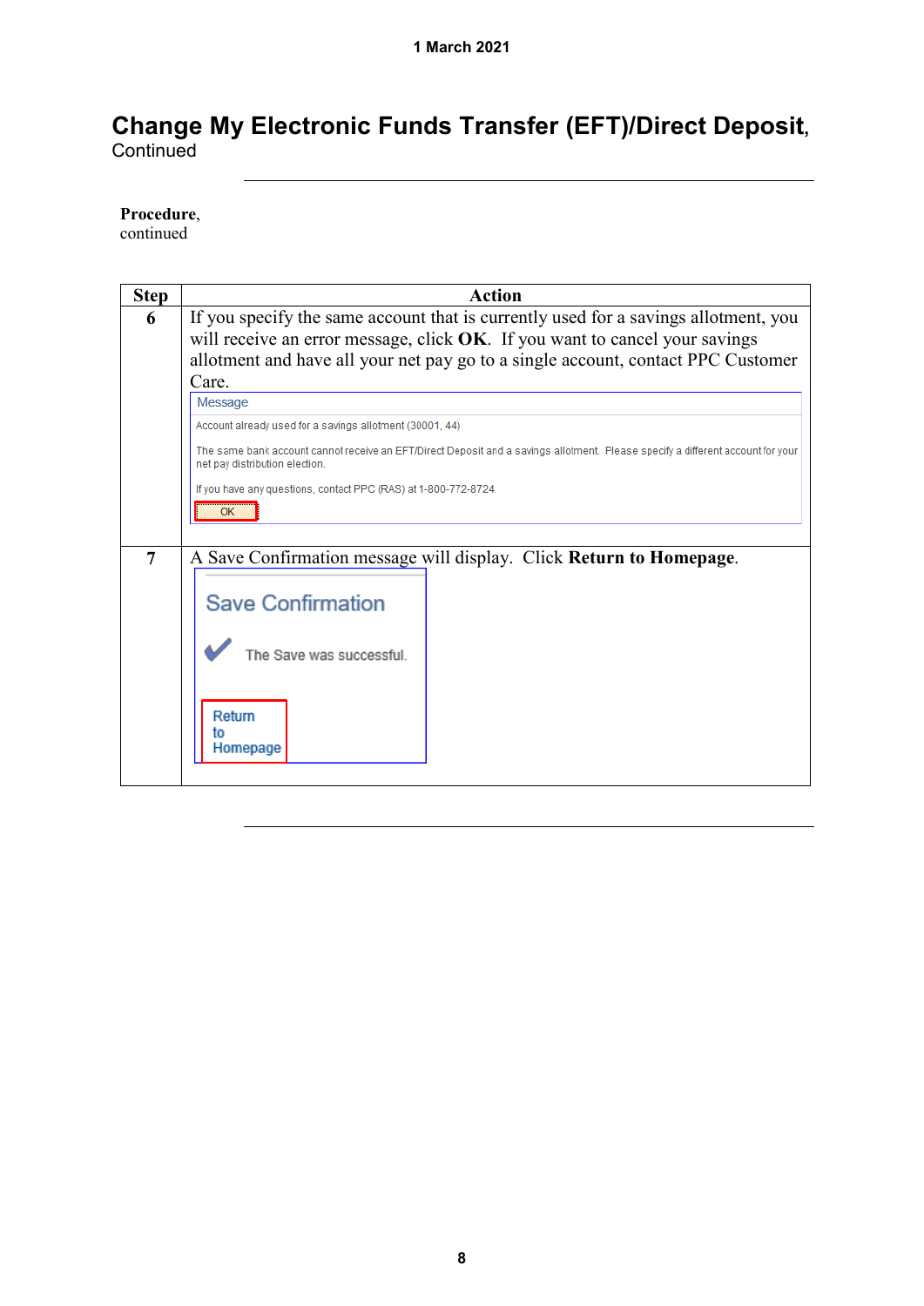# Change My Electronic Funds Transfer (EFT)/Direct Deposit, Continued

**Procedure**, continued

| Step | Action |
|---|---|
| 6 | If you specify the same account that is currently used for a savings allotment, you will receive an error message, click **OK**. If you want to cancel your savings allotment and have all your net pay go to a single account, contact PPC Customer Care.<br><br>Message<br>Account already used for a savings allotment (30001, 44)<br>The same bank account cannot receive an EFT/Direct Deposit and a savings allotment. Please specify a different account for your net pay distribution election.<br>If you have any questions, contact PPC (RAS) at 1-800-772-8724.<br>OK |
| 7 | A Save Confirmation message will display. Click **Return to Homepage**.<br><br>Save Confirmation<br>The Save was successful.<br>Return to Homepage |